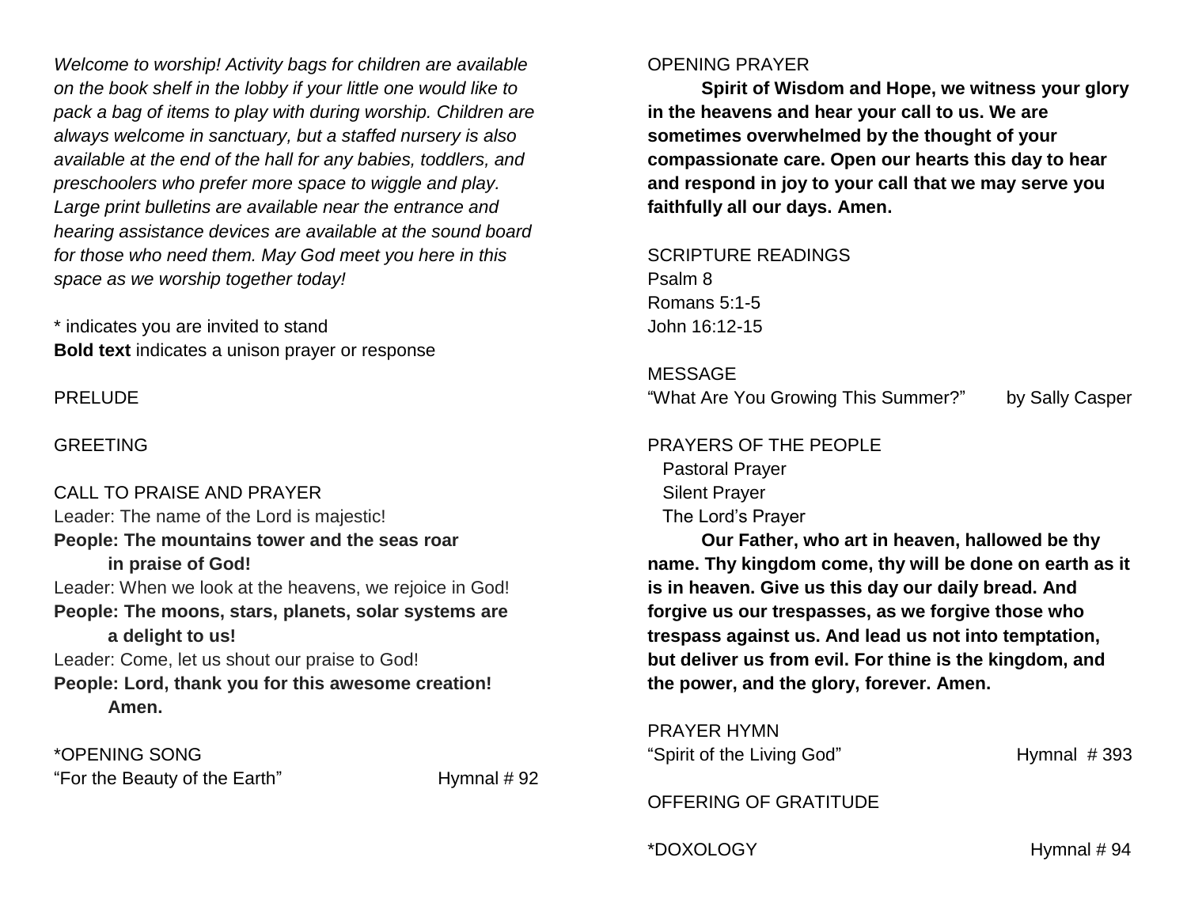*Welcome to worship! Activity bags for children are available on the book shelf in the lobby if your little one would like to pack a bag of items to play with during worship. Children are always welcome in sanctuary, but a staffed nursery is also available at the end of the hall for any babies, toddlers, and preschoolers who prefer more space to wiggle and play. Large print bulletins are available near the entrance and hearing assistance devices are available at the sound board for those who need them. May God meet you here in this space as we worship together today!*

* indicates you are invited to stand
**Bold text** indicates a unison prayer or response

PRELUDE

GREETING

CALL TO PRAISE AND PRAYER

Leader: The name of the Lord is majestic!
**People: The mountains tower and the seas roar in praise of God!**
Leader: When we look at the heavens, we rejoice in God!
**People: The moons, stars, planets, solar systems are a delight to us!**
Leader: Come, let us shout our praise to God!
**People: Lord, thank you for this awesome creation! Amen.**

*OPENING SONG
"For the Beauty of the Earth" Hymnal # 92

OPENING PRAYER

**Spirit of Wisdom and Hope, we witness your glory in the heavens and hear your call to us. We are sometimes overwhelmed by the thought of your compassionate care. Open our hearts this day to hear and respond in joy to your call that we may serve you faithfully all our days. Amen.**

SCRIPTURE READINGS
Psalm 8
Romans 5:1-5
John 16:12-15

MESSAGE
"What Are You Growing This Summer?" by Sally Casper

PRAYERS OF THE PEOPLE
Pastoral Prayer
Silent Prayer
The Lord's Prayer

**Our Father, who art in heaven, hallowed be thy name. Thy kingdom come, thy will be done on earth as it is in heaven. Give us this day our daily bread. And forgive us our trespasses, as we forgive those who trespass against us. And lead us not into temptation, but deliver us from evil. For thine is the kingdom, and the power, and the glory, forever. Amen.**

PRAYER HYMN
"Spirit of the Living God" Hymnal # 393

OFFERING OF GRATITUDE

*DOXOLOGY Hymnal # 94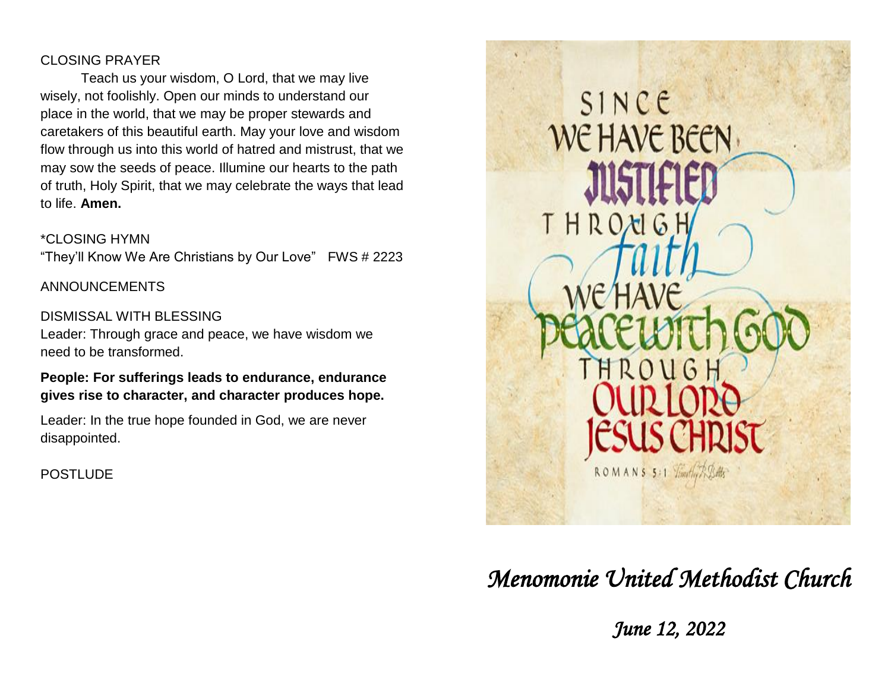CLOSING PRAYER

Teach us your wisdom, O Lord, that we may live wisely, not foolishly. Open our minds to understand our place in the world, that we may be proper stewards and caretakers of this beautiful earth. May your love and wisdom flow through us into this world of hatred and mistrust, that we may sow the seeds of peace. Illumine our hearts to the path of truth, Holy Spirit, that we may celebrate the ways that lead to life. **Amen.**

*CLOSING HYMN
"They'll Know We Are Christians by Our Love" FWS # 2223

ANNOUNCEMENTS

DISMISSAL WITH BLESSING
Leader: Through grace and peace, we have wisdom we need to be transformed.

**People: For sufferings leads to endurance, endurance gives rise to character, and character produces hope.**

Leader: In the true hope founded in God, we are never disappointed.

POSTLUDE

SINCE WE HAVE BEEN JUSTIFIED THROUGH FAITH WE HAVE PEACE WITH GOD THROUGH OUR LORD JESUS CHRIST
ROMANS 5:1

*Menomonie United Methodist Church*

*June 12, 2022*